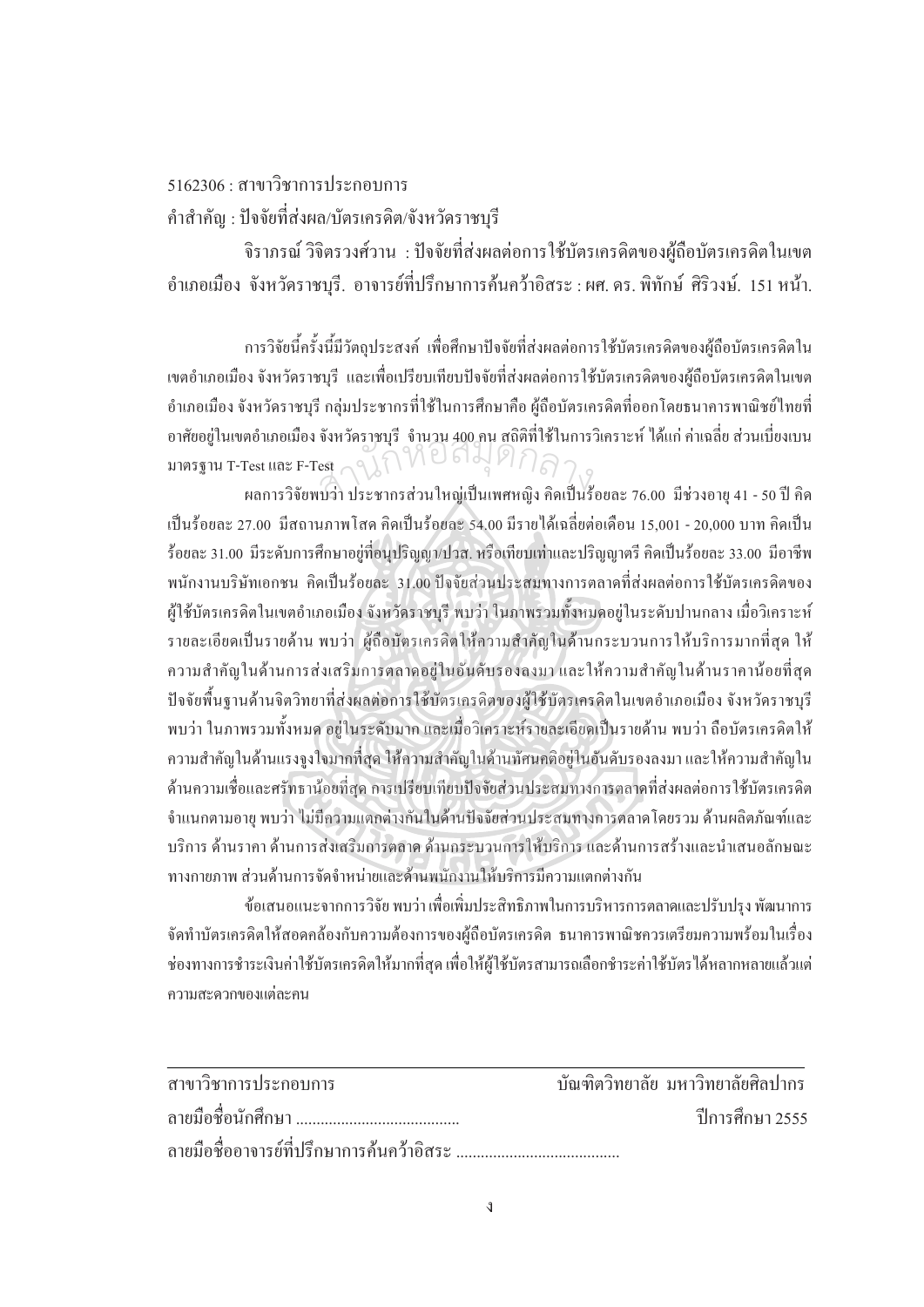5162306 : สาขาวิชาการประกอบการ

คำสำคัญ : ปัจจัยที่ส่งผล/บัตรเครดิต/จังหวัดราชบุรี

จิราภรณ์ วิจิตรวงศ์วาน : ปัจจัยที่ส่งผลต่อการใช้บัตรเครดิตของผู้ถือบัตรเครดิตในเขตอำเภอเมือง จังหวัดราชบุรี. อาจารย์ที่ปรึกษาการค้นคว้าอิสระ : ผศ. ดร. พิทักษ์ ศิริวงษ์. 151 หน้า.

การวิจัยนี้ครั้งนี้มีวัตถุประสงค์ เพื่อศึกษาปัจจัยที่ส่งผลต่อการใช้บัตรเครดิตของผู้ถือบัตรเครดิตในเขตอำเภอเมือง จังหวัดราชบุรี และเพื่อเปรียบเทียบปัจจัยที่ส่งผลต่อการใช้บัตรเครดิตของผู้ถือบัตรเครดิตในเขตอำเภอเมือง จังหวัดราชบุรี กลุ่มประชากรที่ใช้ในการศึกษาคือ ผู้ถือบัตรเครดิตที่ออกโดยธนาคารพาณิชย์ไทยที่อาศัยอยู่ในเขตอำเภอเมือง จังหวัดราชบุรี จำนวน 400 คน สถิติที่ใช้ในการวิเคราะห์ ได้แก่ ค่าเฉลี่ย ส่วนเบี่ยงเบนมาตรฐาน T-Test และ F-Test

ผลการวิจัยพบว่า ประชากรส่วนใหญ่เป็นเพศหญิง คิดเป็นร้อยละ 76.00 มีช่วงอายุ 41 - 50 ปี คิดเป็นร้อยละ 27.00 มีสถานภาพโสด คิดเป็นร้อยละ 54.00 มีรายได้เฉลี่ยต่อเดือน 15,001 - 20,000 บาท คิดเป็นร้อยละ 31.00 มีระดับการศึกษาอยู่ที่อนุปริญญา/ปวส. หรือเทียบเท่าและปริญญาตรี คิดเป็นร้อยละ 33.00 มีอาชีพพนักงานบริษัทเอกชน คิดเป็นร้อยละ 31.00 ปัจจัยส่วนประสมทางการตลาดที่ส่งผลต่อการใช้บัตรเครดิตของผู้ใช้บัตรเครดิตในเขตอำเภอเมือง จังหวัดราชบุรี พบว่า ในภาพรวมทั้งหมดอยู่ในระดับปานกลาง เมื่อวิเคราะห์รายละเอียดเป็นรายด้าน พบว่า ผู้ถือบัตรเครดิตให้ความสำคัญในด้านกระบวนการให้บริการมากที่สุด ให้ความสำคัญในด้านการส่งเสริมการตลาดอยู่ในอันดับรองลงมา และให้ความสำคัญในด้านราคาน้อยที่สุด ปัจจัยพื้นฐานด้านจิตวิทยาที่ส่งผลต่อการใช้บัตรเครดิตของผู้ใช้บัตรเครดิตในเขตอำเภอเมือง จังหวัดราชบุรี พบว่า ในภาพรวมทั้งหมด อยู่ในระดับมาก และเมื่อวิเคราะห์รายละเอียดเป็นรายด้าน พบว่า ถือบัตรเครดิตให้ความสำคัญในด้านแรงจูงใจมากที่สุด ให้ความสำคัญในด้านทัศนคติอยู่ในอันดับรองลงมา และให้ความสำคัญในด้านความเชื่อและศรัทธาน้อยที่สุด การเปรียบเทียบปัจจัยส่วนประสมทางการตลาดที่ส่งผลต่อการใช้บัตรเครดิตจำแนกตามอายุ พบว่า ไม่มีความแตกต่างกันในด้านปัจจัยส่วนประสมทางการตลาดโดยรวม ด้านผลิตภัณฑ์และบริการ ด้านราคา ด้านการส่งเสริมการตลาด ด้านกระบวนการให้บริการ และด้านการสร้างและนำเสนอลักษณะทางกายภาพ ส่วนด้านการจัดจำหน่ายและด้านพนักงานให้บริการมีความแตกต่างกัน

ข้อเสนอแนะจากการวิจัย พบว่า เพื่อเพิ่มประสิทธิภาพในการบริหารการตลาดและปรับปรุง พัฒนาการจัดทำบัตรเครดิตให้สอดคล้องกับความต้องการของผู้ถือบัตรเครดิต ธนาคารพาณิชควรเตรียมความพร้อมในเรื่องช่องทางการชำระเงินค่าใช้บัตรเครดิตให้มากที่สุด เพื่อให้ผู้ใช้บัตรสามารถเลือกชำระค่าใช้บัตรได้หลากหลายแล้วแต่ความสะดวกของแต่ละคน

---

สาขาวิชาการประกอบการ บัณฑิตวิทยาลัย มหาวิทยาลัยศิลปากร

ลายมือชื่อนักศึกษา ........................................ ปีการศึกษา 2555

ลายมือชื่ออาจารย์ที่ปรึกษาการค้นคว้าอิสระ ........................................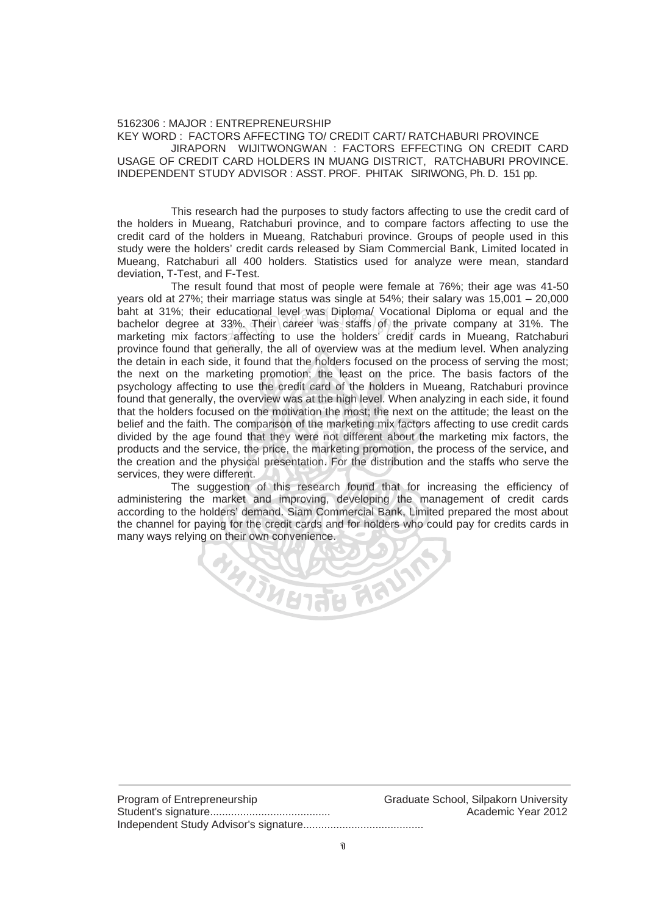5162306 : MAJOR : ENTREPRENEURSHIP

KEY WORD : FACTORS AFFECTING TO/ CREDIT CART/ RATCHABURI PROVINCE

JIRAPORN WIJITWONGWAN : FACTORS EFFECTING ON CREDIT CARD USAGE OF CREDIT CARD HOLDERS IN MUANG DISTRICT, RATCHABURI PROVINCE. INDEPENDENT STUDY ADVISOR : ASST. PROF. PHITAK SIRIWONG, Ph. D. 151 pp.

This research had the purposes to study factors affecting to use the credit card of the holders in Mueang, Ratchaburi province, and to compare factors affecting to use the credit card of the holders in Mueang, Ratchaburi province. Groups of people used in this study were the holders' credit cards released by Siam Commercial Bank, Limited located in Mueang, Ratchaburi all 400 holders. Statistics used for analyze were mean, standard deviation, T-Test, and F-Test.

The result found that most of people were female at 76%; their age was 41-50 years old at 27%; their marriage status was single at 54%; their salary was 15,001 – 20,000 baht at 31%; their educational level was Diploma/ Vocational Diploma or equal and the bachelor degree at 33%. Their career was staffs of the private company at 31%. The marketing mix factors affecting to use the holders' credit cards in Mueang, Ratchaburi province found that generally, the all of overview was at the medium level. When analyzing the detain in each side, it found that the holders focused on the process of serving the most; the next on the marketing promotion; the least on the price. The basis factors of the psychology affecting to use the credit card of the holders in Mueang, Ratchaburi province found that generally, the overview was at the high level. When analyzing in each side, it found that the holders focused on the motivation the most; the next on the attitude; the least on the belief and the faith. The comparison of the marketing mix factors affecting to use credit cards divided by the age found that they were not different about the marketing mix factors, the products and the service, the price, the marketing promotion, the process of the service, and the creation and the physical presentation. For the distribution and the staffs who serve the services, they were different.

The suggestion of this research found that for increasing the efficiency of administering the market and improving, developing the management of credit cards according to the holders' demand. Siam Commercial Bank, Limited prepared the most about the channel for paying for the credit cards and for holders who could pay for credits cards in many ways relying on their own convenience.

Program of Entrepreneurship | Graduate School, Silpakorn University

Student's signature........................................ | Academic Year 2012

Independent Study Advisor's signature........................................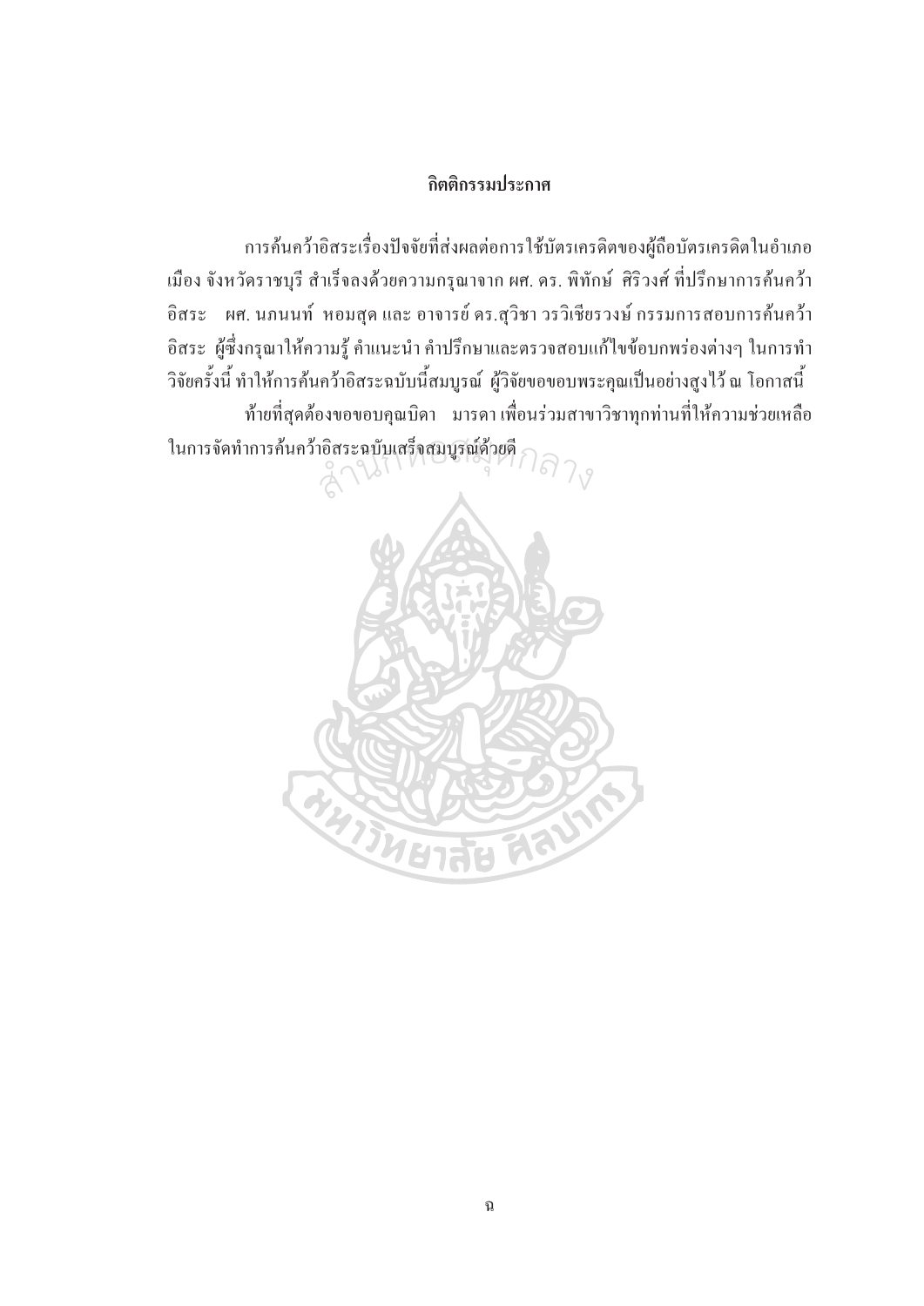# กิตติกรรมประกาศ

การค้นคว้าอิสระเรื่องปัจจัยที่ส่งผลต่อการใช้บัตรเครดิตของผู้ถือบัตรเครดิตในอำเภอเมือง จังหวัดราชบุรี สำเร็จลงด้วยความกรุณาจาก ผศ. ดร. พิทักษ์ ศิริวงศ์ ที่ปรึกษาการค้นคว้าอิสระ ผศ. นภนนท์ หอมสุด และ อาจารย์ ดร.สุวิชา วรวิเชียรวงษ์ กรรมการสอบการค้นคว้าอิสระ ผู้ซึ่งกรุณาให้ความรู้ คำแนะนำ คำปรึกษาและตรวจสอบแก้ไขข้อบกพร่องต่างๆ ในการทำวิจัยครั้งนี้ ทำให้การค้นคว้าอิสระฉบับนี้สมบูรณ์ ผู้วิจัยขอขอบพระคุณเป็นอย่างสูงไว้ ณ โอกาสนี้

ท้ายที่สุดต้องขอขอบคุณบิดา มารดา เพื่อนร่วมสาขาวิชาทุกท่านที่ให้ความช่วยเหลือในการจัดทำการค้นคว้าอิสระฉบับเสร็จสมบูรณ์ด้วยดี